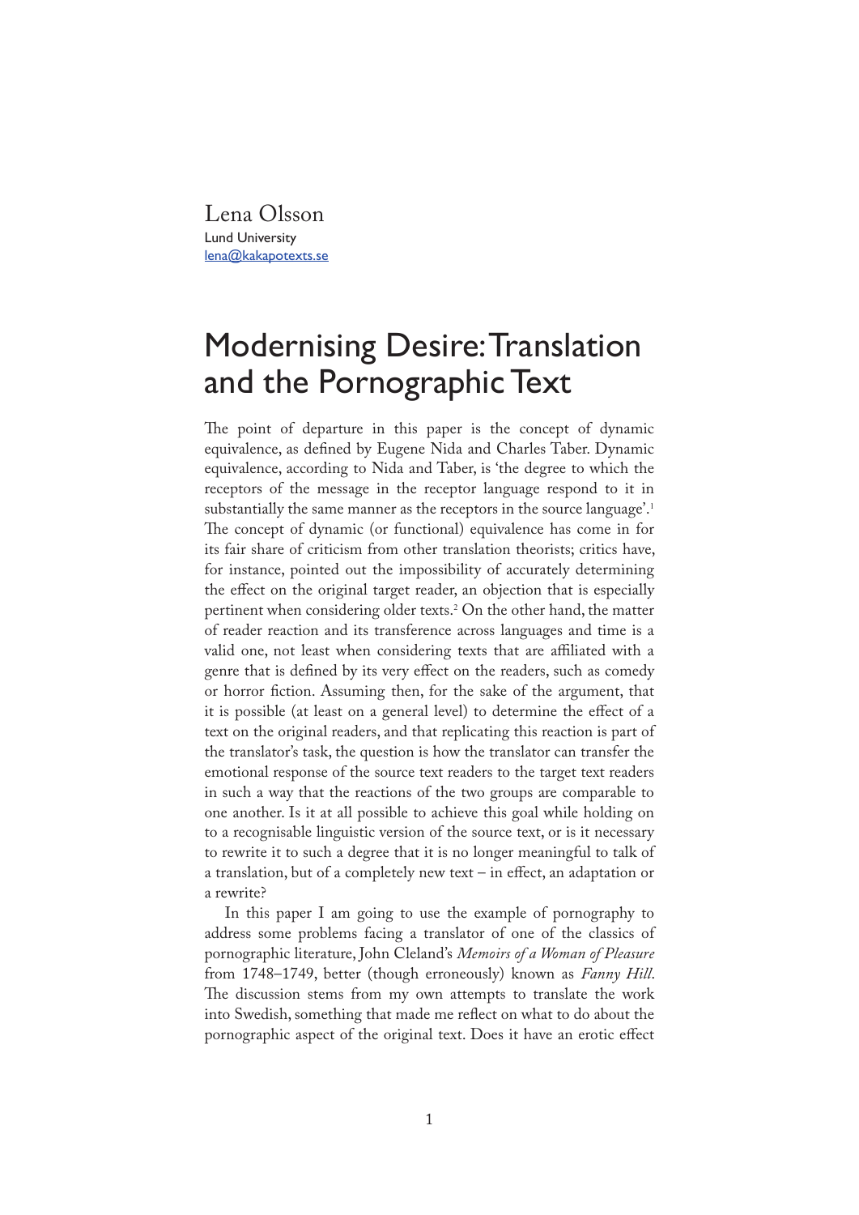Lena Olsson
Lund University
lena@kakapotexts.se

# Modernising Desire: Translation and the Pornographic Text

The point of departure in this paper is the concept of dynamic equivalence, as defined by Eugene Nida and Charles Taber. Dynamic equivalence, according to Nida and Taber, is 'the degree to which the receptors of the message in the receptor language respond to it in substantially the same manner as the receptors in the source language'.[1] The concept of dynamic (or functional) equivalence has come in for its fair share of criticism from other translation theorists; critics have, for instance, pointed out the impossibility of accurately determining the effect on the original target reader, an objection that is especially pertinent when considering older texts.[2] On the other hand, the matter of reader reaction and its transference across languages and time is a valid one, not least when considering texts that are affiliated with a genre that is defined by its very effect on the readers, such as comedy or horror fiction. Assuming then, for the sake of the argument, that it is possible (at least on a general level) to determine the effect of a text on the original readers, and that replicating this reaction is part of the translator's task, the question is how the translator can transfer the emotional response of the source text readers to the target text readers in such a way that the reactions of the two groups are comparable to one another. Is it at all possible to achieve this goal while holding on to a recognisable linguistic version of the source text, or is it necessary to rewrite it to such a degree that it is no longer meaningful to talk of a translation, but of a completely new text – in effect, an adaptation or a rewrite?

In this paper I am going to use the example of pornography to address some problems facing a translator of one of the classics of pornographic literature, John Cleland's *Memoirs of a Woman of Pleasure* from 1748–1749, better (though erroneously) known as *Fanny Hill*. The discussion stems from my own attempts to translate the work into Swedish, something that made me reflect on what to do about the pornographic aspect of the original text. Does it have an erotic effect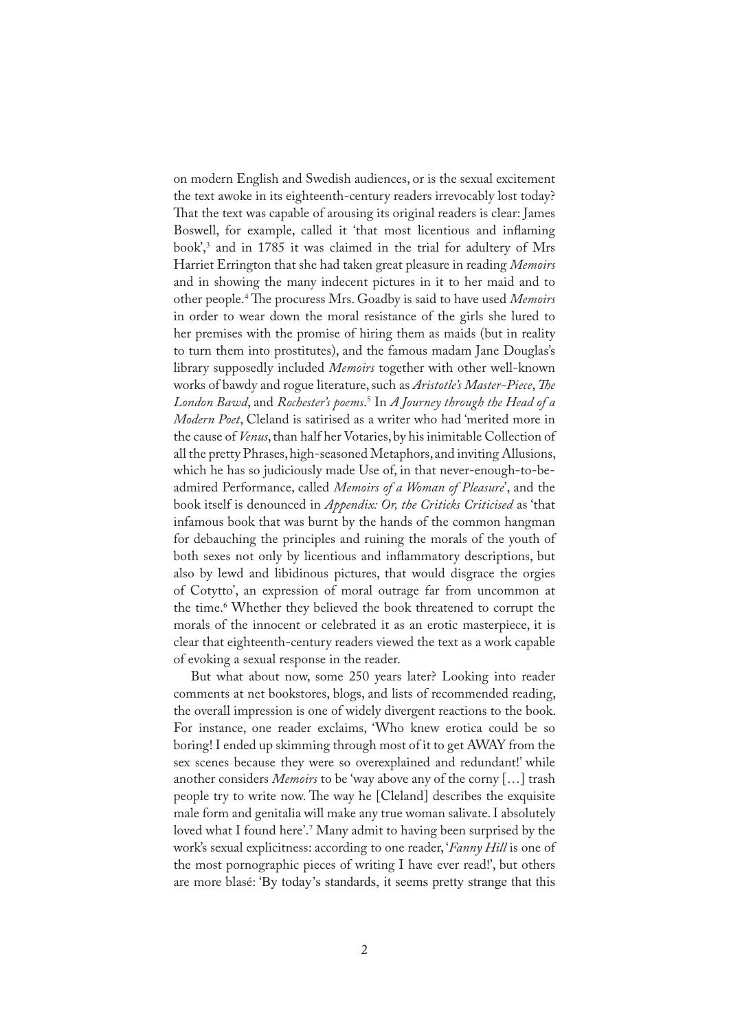on modern English and Swedish audiences, or is the sexual excitement the text awoke in its eighteenth-century readers irrevocably lost today? That the text was capable of arousing its original readers is clear: James Boswell, for example, called it 'that most licentious and inflaming book',[3] and in 1785 it was claimed in the trial for adultery of Mrs Harriet Errington that she had taken great pleasure in reading *Memoirs* and in showing the many indecent pictures in it to her maid and to other people.[4] The procuress Mrs. Goadby is said to have used *Memoirs* in order to wear down the moral resistance of the girls she lured to her premises with the promise of hiring them as maids (but in reality to turn them into prostitutes), and the famous madam Jane Douglas's library supposedly included *Memoirs* together with other well-known works of bawdy and rogue literature, such as *Aristotle's Master-Piece*, *The London Bawd*, and *Rochester's poems*.[5] In *A Journey through the Head of a Modern Poet*, Cleland is satirised as a writer who had 'merited more in the cause of *Venus*, than half her Votaries, by his inimitable Collection of all the pretty Phrases, high-seasoned Metaphors, and inviting Allusions, which he has so judiciously made Use of, in that never-enough-to-be-admired Performance, called *Memoirs of a Woman of Pleasure*', and the book itself is denounced in *Appendix: Or, the Criticks Criticised* as 'that infamous book that was burnt by the hands of the common hangman for debauching the principles and ruining the morals of the youth of both sexes not only by licentious and inflammatory descriptions, but also by lewd and libidinous pictures, that would disgrace the orgies of Cotytto', an expression of moral outrage far from uncommon at the time.[6] Whether they believed the book threatened to corrupt the morals of the innocent or celebrated it as an erotic masterpiece, it is clear that eighteenth-century readers viewed the text as a work capable of evoking a sexual response in the reader.

But what about now, some 250 years later? Looking into reader comments at net bookstores, blogs, and lists of recommended reading, the overall impression is one of widely divergent reactions to the book. For instance, one reader exclaims, 'Who knew erotica could be so boring! I ended up skimming through most of it to get AWAY from the sex scenes because they were so overexplained and redundant!' while another considers *Memoirs* to be 'way above any of the corny […] trash people try to write now. The way he [Cleland] describes the exquisite male form and genitalia will make any true woman salivate. I absolutely loved what I found here'.[7] Many admit to having been surprised by the work's sexual explicitness: according to one reader, '*Fanny Hill* is one of the most pornographic pieces of writing I have ever read!', but others are more blasé: 'By today's standards, it seems pretty strange that this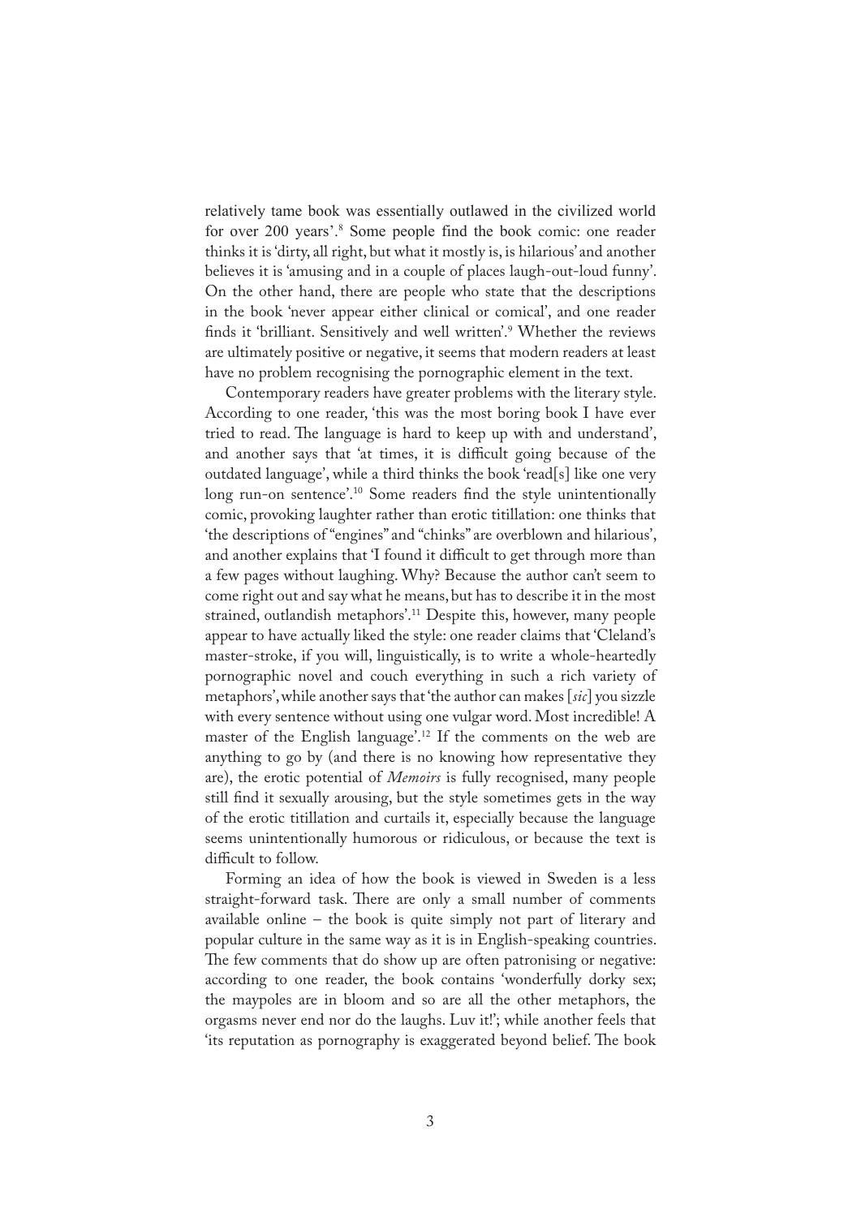relatively tame book was essentially outlawed in the civilized world for over 200 years'.[8] Some people find the book comic: one reader thinks it is 'dirty, all right, but what it mostly is, is hilarious' and another believes it is 'amusing and in a couple of places laugh-out-loud funny'. On the other hand, there are people who state that the descriptions in the book 'never appear either clinical or comical', and one reader finds it 'brilliant. Sensitively and well written'.[9] Whether the reviews are ultimately positive or negative, it seems that modern readers at least have no problem recognising the pornographic element in the text.

Contemporary readers have greater problems with the literary style. According to one reader, 'this was the most boring book I have ever tried to read. The language is hard to keep up with and understand', and another says that 'at times, it is difficult going because of the outdated language', while a third thinks the book 'read[s] like one very long run-on sentence'.[10] Some readers find the style unintentionally comic, provoking laughter rather than erotic titillation: one thinks that 'the descriptions of "engines" and "chinks" are overblown and hilarious', and another explains that 'I found it difficult to get through more than a few pages without laughing. Why? Because the author can't seem to come right out and say what he means, but has to describe it in the most strained, outlandish metaphors'.[11] Despite this, however, many people appear to have actually liked the style: one reader claims that 'Cleland's master-stroke, if you will, linguistically, is to write a whole-heartedly pornographic novel and couch everything in such a rich variety of metaphors', while another says that 'the author can makes [*sic*] you sizzle with every sentence without using one vulgar word. Most incredible! A master of the English language'.[12] If the comments on the web are anything to go by (and there is no knowing how representative they are), the erotic potential of *Memoirs* is fully recognised, many people still find it sexually arousing, but the style sometimes gets in the way of the erotic titillation and curtails it, especially because the language seems unintentionally humorous or ridiculous, or because the text is difficult to follow.

Forming an idea of how the book is viewed in Sweden is a less straight-forward task. There are only a small number of comments available online – the book is quite simply not part of literary and popular culture in the same way as it is in English-speaking countries. The few comments that do show up are often patronising or negative: according to one reader, the book contains 'wonderfully dorky sex; the maypoles are in bloom and so are all the other metaphors, the orgasms never end nor do the laughs. Luv it!'; while another feels that 'its reputation as pornography is exaggerated beyond belief. The book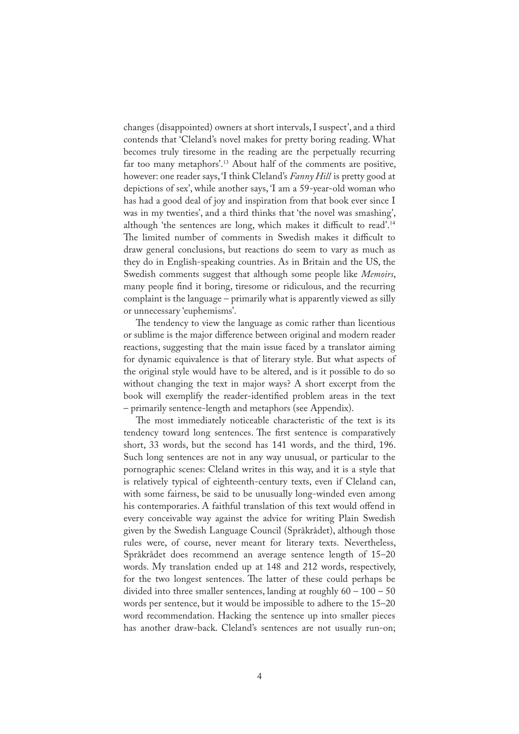changes (disappointed) owners at short intervals, I suspect', and a third contends that 'Cleland's novel makes for pretty boring reading. What becomes truly tiresome in the reading are the perpetually recurring far too many metaphors'.[13] About half of the comments are positive, however: one reader says, 'I think Cleland's *Fanny Hill* is pretty good at depictions of sex', while another says, 'I am a 59-year-old woman who has had a good deal of joy and inspiration from that book ever since I was in my twenties', and a third thinks that 'the novel was smashing', although 'the sentences are long, which makes it difficult to read'.[14] The limited number of comments in Swedish makes it difficult to draw general conclusions, but reactions do seem to vary as much as they do in English-speaking countries. As in Britain and the US, the Swedish comments suggest that although some people like *Memoirs*, many people find it boring, tiresome or ridiculous, and the recurring complaint is the language – primarily what is apparently viewed as silly or unnecessary 'euphemisms'.

The tendency to view the language as comic rather than licentious or sublime is the major difference between original and modern reader reactions, suggesting that the main issue faced by a translator aiming for dynamic equivalence is that of literary style. But what aspects of the original style would have to be altered, and is it possible to do so without changing the text in major ways? A short excerpt from the book will exemplify the reader-identified problem areas in the text – primarily sentence-length and metaphors (see Appendix).

The most immediately noticeable characteristic of the text is its tendency toward long sentences. The first sentence is comparatively short, 33 words, but the second has 141 words, and the third, 196. Such long sentences are not in any way unusual, or particular to the pornographic scenes: Cleland writes in this way, and it is a style that is relatively typical of eighteenth-century texts, even if Cleland can, with some fairness, be said to be unusually long-winded even among his contemporaries. A faithful translation of this text would offend in every conceivable way against the advice for writing Plain Swedish given by the Swedish Language Council (Språkrådet), although those rules were, of course, never meant for literary texts. Nevertheless, Språkrådet does recommend an average sentence length of 15–20 words. My translation ended up at 148 and 212 words, respectively, for the two longest sentences. The latter of these could perhaps be divided into three smaller sentences, landing at roughly 60 – 100 – 50 words per sentence, but it would be impossible to adhere to the 15–20 word recommendation. Hacking the sentence up into smaller pieces has another draw-back. Cleland's sentences are not usually run-on;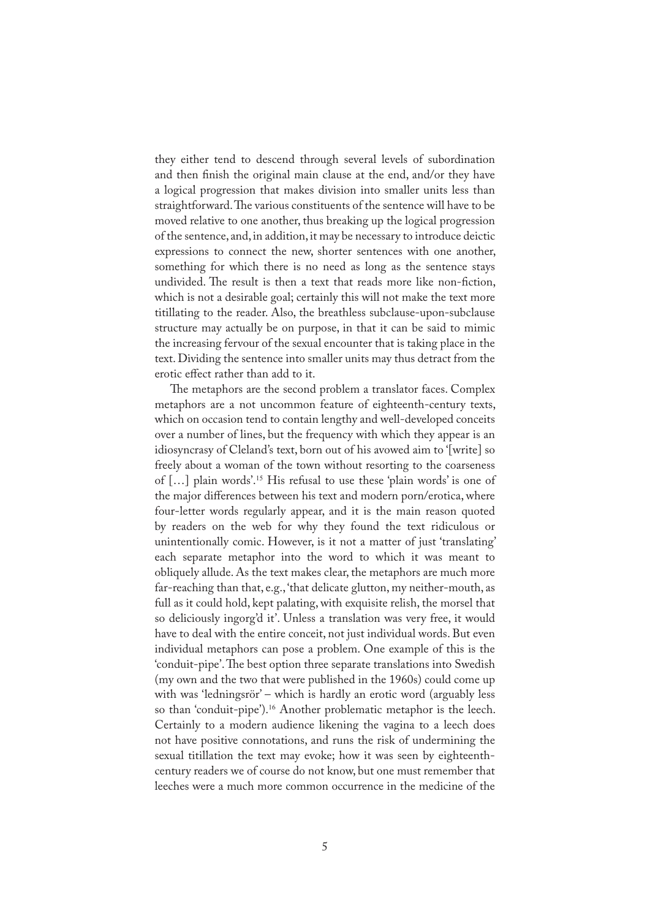they either tend to descend through several levels of subordination and then finish the original main clause at the end, and/or they have a logical progression that makes division into smaller units less than straightforward. The various constituents of the sentence will have to be moved relative to one another, thus breaking up the logical progression of the sentence, and, in addition, it may be necessary to introduce deictic expressions to connect the new, shorter sentences with one another, something for which there is no need as long as the sentence stays undivided. The result is then a text that reads more like non-fiction, which is not a desirable goal; certainly this will not make the text more titillating to the reader. Also, the breathless subclause-upon-subclause structure may actually be on purpose, in that it can be said to mimic the increasing fervour of the sexual encounter that is taking place in the text. Dividing the sentence into smaller units may thus detract from the erotic effect rather than add to it.

The metaphors are the second problem a translator faces. Complex metaphors are a not uncommon feature of eighteenth-century texts, which on occasion tend to contain lengthy and well-developed conceits over a number of lines, but the frequency with which they appear is an idiosyncrasy of Cleland's text, born out of his avowed aim to '[write] so freely about a woman of the town without resorting to the coarseness of […] plain words'.[15] His refusal to use these 'plain words' is one of the major differences between his text and modern porn/erotica, where four-letter words regularly appear, and it is the main reason quoted by readers on the web for why they found the text ridiculous or unintentionally comic. However, is it not a matter of just 'translating' each separate metaphor into the word to which it was meant to obliquely allude. As the text makes clear, the metaphors are much more far-reaching than that, e.g., 'that delicate glutton, my neither-mouth, as full as it could hold, kept palating, with exquisite relish, the morsel that so deliciously ingorg'd it'. Unless a translation was very free, it would have to deal with the entire conceit, not just individual words. But even individual metaphors can pose a problem. One example of this is the 'conduit-pipe'. The best option three separate translations into Swedish (my own and the two that were published in the 1960s) could come up with was 'ledningsrör' – which is hardly an erotic word (arguably less so than 'conduit-pipe').[16] Another problematic metaphor is the leech. Certainly to a modern audience likening the vagina to a leech does not have positive connotations, and runs the risk of undermining the sexual titillation the text may evoke; how it was seen by eighteenth-century readers we of course do not know, but one must remember that leeches were a much more common occurrence in the medicine of the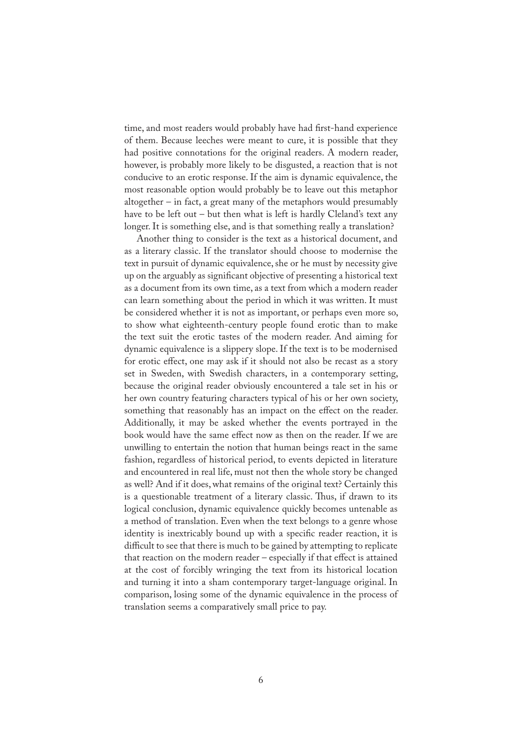time, and most readers would probably have had first-hand experience of them. Because leeches were meant to cure, it is possible that they had positive connotations for the original readers. A modern reader, however, is probably more likely to be disgusted, a reaction that is not conducive to an erotic response. If the aim is dynamic equivalence, the most reasonable option would probably be to leave out this metaphor altogether – in fact, a great many of the metaphors would presumably have to be left out – but then what is left is hardly Cleland's text any longer. It is something else, and is that something really a translation?

Another thing to consider is the text as a historical document, and as a literary classic. If the translator should choose to modernise the text in pursuit of dynamic equivalence, she or he must by necessity give up on the arguably as significant objective of presenting a historical text as a document from its own time, as a text from which a modern reader can learn something about the period in which it was written. It must be considered whether it is not as important, or perhaps even more so, to show what eighteenth-century people found erotic than to make the text suit the erotic tastes of the modern reader. And aiming for dynamic equivalence is a slippery slope. If the text is to be modernised for erotic effect, one may ask if it should not also be recast as a story set in Sweden, with Swedish characters, in a contemporary setting, because the original reader obviously encountered a tale set in his or her own country featuring characters typical of his or her own society, something that reasonably has an impact on the effect on the reader. Additionally, it may be asked whether the events portrayed in the book would have the same effect now as then on the reader. If we are unwilling to entertain the notion that human beings react in the same fashion, regardless of historical period, to events depicted in literature and encountered in real life, must not then the whole story be changed as well? And if it does, what remains of the original text? Certainly this is a questionable treatment of a literary classic. Thus, if drawn to its logical conclusion, dynamic equivalence quickly becomes untenable as a method of translation. Even when the text belongs to a genre whose identity is inextricably bound up with a specific reader reaction, it is difficult to see that there is much to be gained by attempting to replicate that reaction on the modern reader – especially if that effect is attained at the cost of forcibly wringing the text from its historical location and turning it into a sham contemporary target-language original. In comparison, losing some of the dynamic equivalence in the process of translation seems a comparatively small price to pay.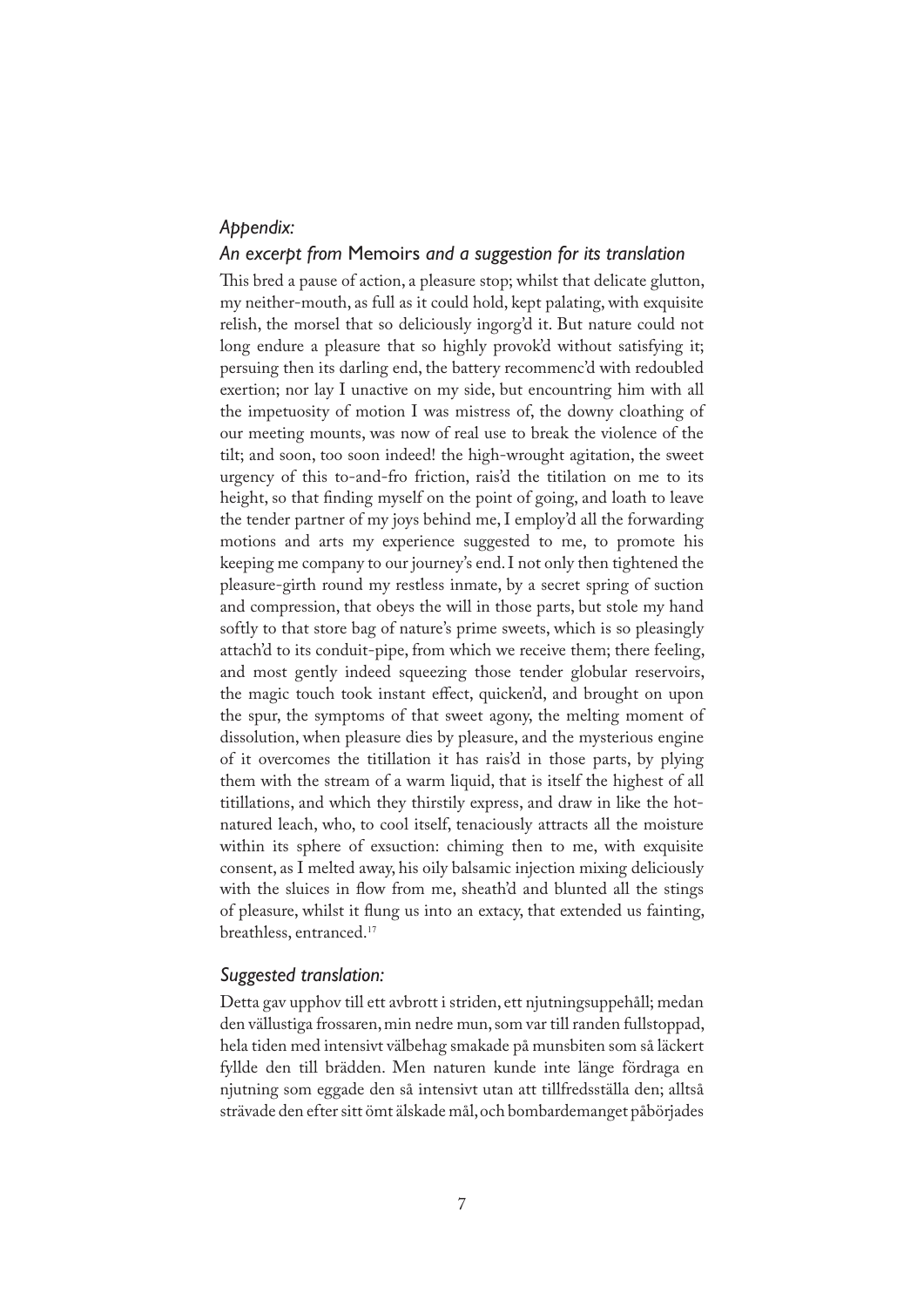## *Appendix:*

## *An excerpt from* Memoirs *and a suggestion for its translation*

This bred a pause of action, a pleasure stop; whilst that delicate glutton, my neither-mouth, as full as it could hold, kept palating, with exquisite relish, the morsel that so deliciously ingorg'd it. But nature could not long endure a pleasure that so highly provok'd without satisfying it; persuing then its darling end, the battery recommenc'd with redoubled exertion; nor lay I unactive on my side, but encountring him with all the impetuosity of motion I was mistress of, the downy cloathing of our meeting mounts, was now of real use to break the violence of the tilt; and soon, too soon indeed! the high-wrought agitation, the sweet urgency of this to-and-fro friction, rais'd the titilation on me to its height, so that finding myself on the point of going, and loath to leave the tender partner of my joys behind me, I employ'd all the forwarding motions and arts my experience suggested to me, to promote his keeping me company to our journey's end. I not only then tightened the pleasure-girth round my restless inmate, by a secret spring of suction and compression, that obeys the will in those parts, but stole my hand softly to that store bag of nature's prime sweets, which is so pleasingly attach'd to its conduit-pipe, from which we receive them; there feeling, and most gently indeed squeezing those tender globular reservoirs, the magic touch took instant effect, quicken'd, and brought on upon the spur, the symptoms of that sweet agony, the melting moment of dissolution, when pleasure dies by pleasure, and the mysterious engine of it overcomes the titillation it has rais'd in those parts, by plying them with the stream of a warm liquid, that is itself the highest of all titillations, and which they thirstily express, and draw in like the hot-natured leach, who, to cool itself, tenaciously attracts all the moisture within its sphere of exsuction: chiming then to me, with exquisite consent, as I melted away, his oily balsamic injection mixing deliciously with the sluices in flow from me, sheath'd and blunted all the stings of pleasure, whilst it flung us into an extacy, that extended us fainting, breathless, entranced.[17]

### *Suggested translation:*

Detta gav upphov till ett avbrott i striden, ett njutningsuppehåll; medan den vällustiga frossaren, min nedre mun, som var till randen fullstoppad, hela tiden med intensivt välbehag smakade på munsbiten som så läckert fyllde den till brädden. Men naturen kunde inte länge fördraga en njutning som eggade den så intensivt utan att tillfredsställa den; alltså strävade den efter sitt ömt älskade mål, och bombardemanget påbörjades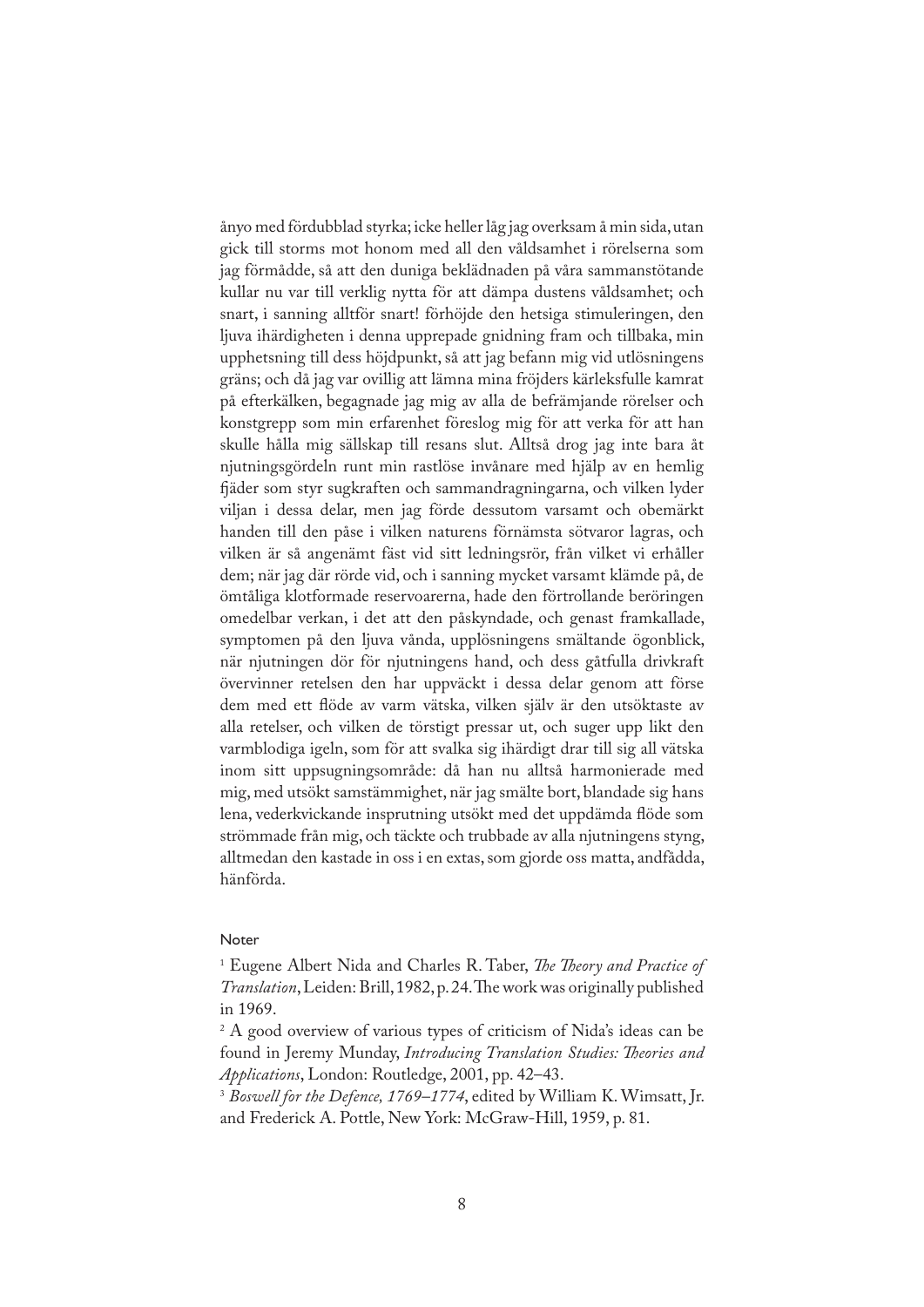ånyo med fördubblad styrka; icke heller låg jag overksam å min sida, utan gick till storms mot honom med all den våldsamhet i rörelserna som jag förmådde, så att den duniga beklädnaden på våra sammanstötande kullar nu var till verklig nytta för att dämpa dustens våldsamhet; och snart, i sanning alltför snart! förhöjde den hetsiga stimuleringen, den ljuva ihärdigheten i denna upprepade gnidning fram och tillbaka, min upphetsning till dess höjdpunkt, så att jag befann mig vid utlösningens gräns; och då jag var ovillig att lämna mina fröjders kärleksfulle kamrat på efterkälken, begagnade jag mig av alla de befrämjande rörelser och konstgrepp som min erfarenhet föreslog mig för att verka för att han skulle hålla mig sällskap till resans slut. Alltså drog jag inte bara åt njutningsgördeln runt min rastlöse invånare med hjälp av en hemlig fjäder som styr sugkraften och sammandragningarna, och vilken lyder viljan i dessa delar, men jag förde dessutom varsamt och obemärkt handen till den påse i vilken naturens förnämsta sötvaror lagras, och vilken är så angenämt fäst vid sitt ledningsrör, från vilket vi erhåller dem; när jag där rörde vid, och i sanning mycket varsamt klämde på, de ömtåliga klotformade reservoarerna, hade den förtrollande beröringen omedelbar verkan, i det att den påskyndade, och genast framkallade, symptomen på den ljuva vånda, upplösningens smältande ögonblick, när njutningen dör för njutningens hand, och dess gåtfulla drivkraft övervinner retelsen den har uppväckt i dessa delar genom att förse dem med ett flöde av varm vätska, vilken själv är den utsöktaste av alla retelser, och vilken de törstigt pressar ut, och suger upp likt den varmblodiga igeln, som för att svalka sig ihärdigt drar till sig all vätska inom sitt uppsugningsområde: då han nu alltså harmonierade med mig, med utsökt samstämmighet, när jag smälte bort, blandade sig hans lena, vederkvickande insprutning utsökt med det uppdämda flöde som strömmade från mig, och täckte och trubbade av alla njutningens styng, alltmedan den kastade in oss i en extas, som gjorde oss matta, andfådda, hänförda.

#### Noter

[1] Eugene Albert Nida and Charles R. Taber, *The Theory and Practice of Translation*, Leiden: Brill, 1982, p. 24. The work was originally published in 1969.

[2] A good overview of various types of criticism of Nida's ideas can be found in Jeremy Munday, *Introducing Translation Studies: Theories and Applications*, London: Routledge, 2001, pp. 42–43.

[3] *Boswell for the Defence, 1769–1774*, edited by William K. Wimsatt, Jr. and Frederick A. Pottle, New York: McGraw-Hill, 1959, p. 81.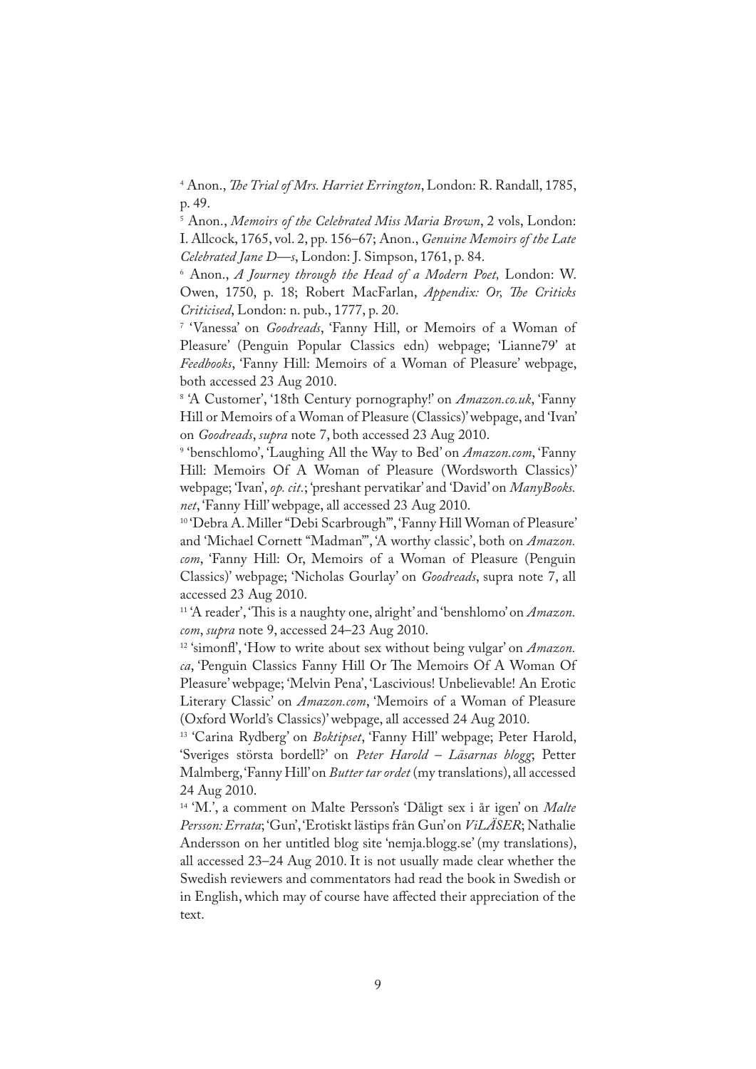[4] Anon., *The Trial of Mrs. Harriet Errington*, London: R. Randall, 1785, p. 49.

[5] Anon., *Memoirs of the Celebrated Miss Maria Brown*, 2 vols, London: I. Allcock, 1765, vol. 2, pp. 156–67; Anon., *Genuine Memoirs of the Late Celebrated Jane D—s*, London: J. Simpson, 1761, p. 84.

[6] Anon., *A Journey through the Head of a Modern Poet,* London: W. Owen, 1750, p. 18; Robert MacFarlan, *Appendix: Or, The Criticks Criticised*, London: n. pub., 1777, p. 20.

[7] 'Vanessa' on *Goodreads*, 'Fanny Hill, or Memoirs of a Woman of Pleasure' (Penguin Popular Classics edn) webpage; 'Lianne79' at *Feedbooks*, 'Fanny Hill: Memoirs of a Woman of Pleasure' webpage, both accessed 23 Aug 2010.

[8] 'A Customer', '18th Century pornography!' on *Amazon.co.uk*, 'Fanny Hill or Memoirs of a Woman of Pleasure (Classics)' webpage, and 'Ivan' on *Goodreads*, *supra* note 7, both accessed 23 Aug 2010.

[9] 'benschlomo', 'Laughing All the Way to Bed' on *Amazon.com*, 'Fanny Hill: Memoirs Of A Woman of Pleasure (Wordsworth Classics)' webpage; 'Ivan', *op. cit.*; 'preshant pervatikar' and 'David' on *ManyBooks.net*, 'Fanny Hill' webpage, all accessed 23 Aug 2010.

[10] 'Debra A. Miller "Debi Scarbrough"', 'Fanny Hill Woman of Pleasure' and 'Michael Cornett "Madman"', 'A worthy classic', both on *Amazon.com*, 'Fanny Hill: Or, Memoirs of a Woman of Pleasure (Penguin Classics)' webpage; 'Nicholas Gourlay' on *Goodreads*, supra note 7, all accessed 23 Aug 2010.

[11] 'A reader', 'This is a naughty one, alright' and 'benshlomo' on *Amazon.com*, *supra* note 9, accessed 24–23 Aug 2010.

[12] 'simonfl', 'How to write about sex without being vulgar' on *Amazon.ca*, 'Penguin Classics Fanny Hill Or The Memoirs Of A Woman Of Pleasure' webpage; 'Melvin Pena', 'Lascivious! Unbelievable! An Erotic Literary Classic' on *Amazon.com*, 'Memoirs of a Woman of Pleasure (Oxford World's Classics)' webpage, all accessed 24 Aug 2010.

[13] 'Carina Rydberg' on *Boktipset*, 'Fanny Hill' webpage; Peter Harold, 'Sveriges största bordell?' on *Peter Harold – Läsarnas blogg*; Petter Malmberg, 'Fanny Hill' on *Butter tar ordet* (my translations), all accessed 24 Aug 2010.

[14] 'M.', a comment on Malte Persson's 'Dåligt sex i år igen' on *Malte Persson: Errata*; 'Gun', 'Erotiskt lästips från Gun' on *ViLÄSER*; Nathalie Andersson on her untitled blog site 'nemja.blogg.se' (my translations), all accessed 23–24 Aug 2010. It is not usually made clear whether the Swedish reviewers and commentators had read the book in Swedish or in English, which may of course have affected their appreciation of the text.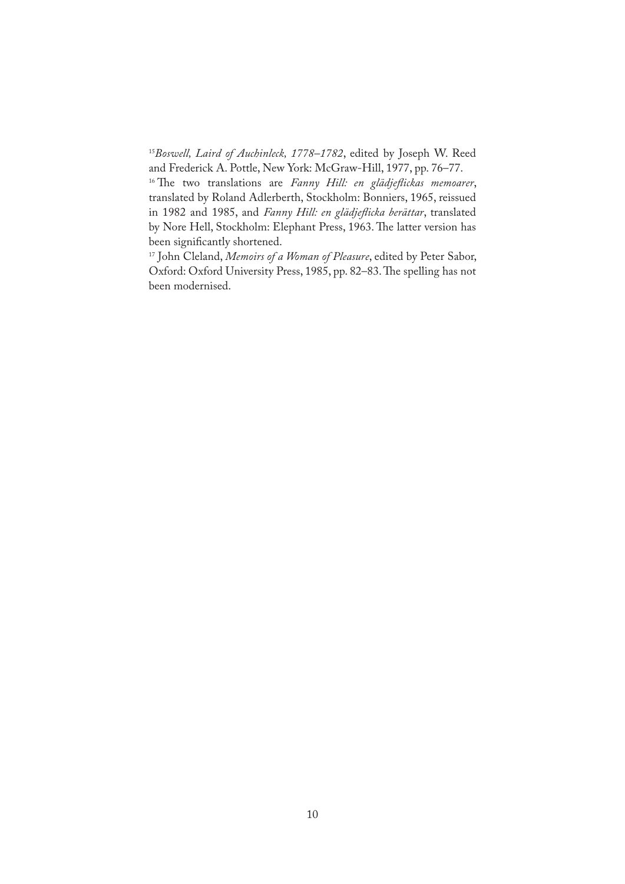[15] *Boswell, Laird of Auchinleck, 1778–1782*, edited by Joseph W. Reed and Frederick A. Pottle, New York: McGraw-Hill, 1977, pp. 76–77.

[16] The two translations are *Fanny Hill: en glädjeflickas memoarer*, translated by Roland Adlerberth, Stockholm: Bonniers, 1965, reissued in 1982 and 1985, and *Fanny Hill: en glädjeflicka berättar*, translated by Nore Hell, Stockholm: Elephant Press, 1963. The latter version has been significantly shortened.

[17] John Cleland, *Memoirs of a Woman of Pleasure*, edited by Peter Sabor, Oxford: Oxford University Press, 1985, pp. 82–83. The spelling has not been modernised.